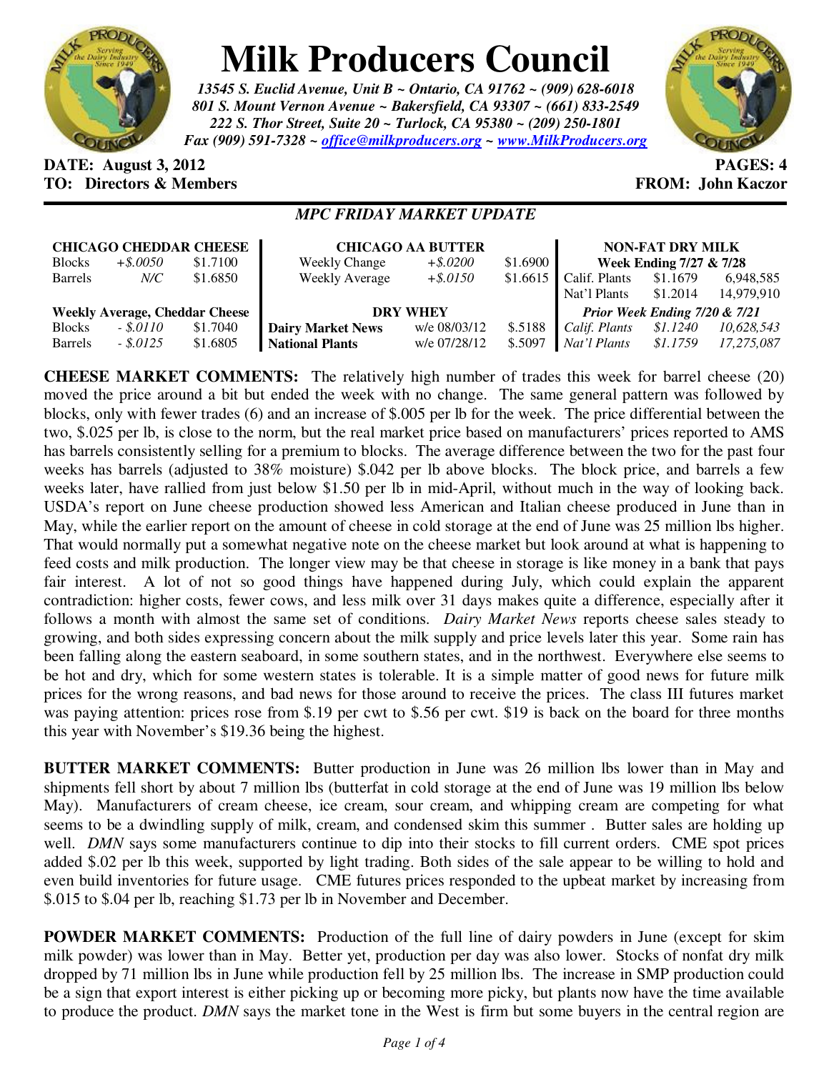# Milk Producers Council

*13545 S. Euclid Avenue, Unit B ~ Ontario, CA 91762 ~ (909) 628-6018*
*801 S. Mount Vernon Avenue ~ Bakersfield, CA 93307 ~ (661) 833-2549*
*222 S. Thor Street, Suite 20 ~ Turlock, CA 95380 ~ (209) 250-1801*
*Fax (909) 591-7328 ~ office@milkproducers.org ~ www.MilkProducers.org*

**DATE: August 3, 2012** **PAGES: 4**
**TO: Directors & Members** **FROM: John Kaczor**

## *MPC FRIDAY MARKET UPDATE*

| **CHICAGO CHEDDAR CHEESE** | | |
|---|---|---|
| Blocks | *+$.0050* | $1.7100 |
| Barrels | *N/C* | $1.6850 |
| **Weekly Average, Cheddar Cheese** | | |
| Blocks | *- $.0110* | $1.7040 |
| Barrels | *- $.0125* | $1.6805 |

| **CHICAGO AA BUTTER** | | |
|---|---|---|
| Weekly Change | *+$.0200* | $1.6900 |
| Weekly Average | *+$.0150* | $1.6615 |
| **DRY WHEY** | | |
| **Dairy Market News** | w/e 08/03/12 | $.5188 |
| **National Plants** | w/e 07/28/12 | $.5097 |

| **NON-FAT DRY MILK** | | |
|---|---|---|
| **Week Ending 7/27 & 7/28** | | |
| Calif. Plants | $1.1679 | 6,948,585 |
| Nat'l Plants | $1.2014 | 14,979,910 |
| ***Prior Week Ending 7/20 & 7/21*** | | |
| *Calif. Plants* | *$1.1240* | *10,628,543* |
| *Nat'l Plants* | *$1.1759* | *17,275,087* |

**CHEESE MARKET COMMENTS:** The relatively high number of trades this week for barrel cheese (20) moved the price around a bit but ended the week with no change. The same general pattern was followed by blocks, only with fewer trades (6) and an increase of $.005 per lb for the week. The price differential between the two, $.025 per lb, is close to the norm, but the real market price based on manufacturers' prices reported to AMS has barrels consistently selling for a premium to blocks. The average difference between the two for the past four weeks has barrels (adjusted to 38% moisture) $.042 per lb above blocks. The block price, and barrels a few weeks later, have rallied from just below $1.50 per lb in mid-April, without much in the way of looking back. USDA's report on June cheese production showed less American and Italian cheese produced in June than in May, while the earlier report on the amount of cheese in cold storage at the end of June was 25 million lbs higher. That would normally put a somewhat negative note on the cheese market but look around at what is happening to feed costs and milk production. The longer view may be that cheese in storage is like money in a bank that pays fair interest. A lot of not so good things have happened during July, which could explain the apparent contradiction: higher costs, fewer cows, and less milk over 31 days makes quite a difference, especially after it follows a month with almost the same set of conditions. *Dairy Market News* reports cheese sales steady to growing, and both sides expressing concern about the milk supply and price levels later this year. Some rain has been falling along the eastern seaboard, in some southern states, and in the northwest. Everywhere else seems to be hot and dry, which for some western states is tolerable. It is a simple matter of good news for future milk prices for the wrong reasons, and bad news for those around to receive the prices. The class III futures market was paying attention: prices rose from $.19 per cwt to $.56 per cwt. $19 is back on the board for three months this year with November's $19.36 being the highest.

**BUTTER MARKET COMMENTS:** Butter production in June was 26 million lbs lower than in May and shipments fell short by about 7 million lbs (butterfat in cold storage at the end of June was 19 million lbs below May). Manufacturers of cream cheese, ice cream, sour cream, and whipping cream are competing for what seems to be a dwindling supply of milk, cream, and condensed skim this summer . Butter sales are holding up well. *DMN* says some manufacturers continue to dip into their stocks to fill current orders. CME spot prices added $.02 per lb this week, supported by light trading. Both sides of the sale appear to be willing to hold and even build inventories for future usage. CME futures prices responded to the upbeat market by increasing from $.015 to $.04 per lb, reaching $1.73 per lb in November and December.

**POWDER MARKET COMMENTS:** Production of the full line of dairy powders in June (except for skim milk powder) was lower than in May. Better yet, production per day was also lower. Stocks of nonfat dry milk dropped by 71 million lbs in June while production fell by 25 million lbs. The increase in SMP production could be a sign that export interest is either picking up or becoming more picky, but plants now have the time available to produce the product. *DMN* says the market tone in the West is firm but some buyers in the central region are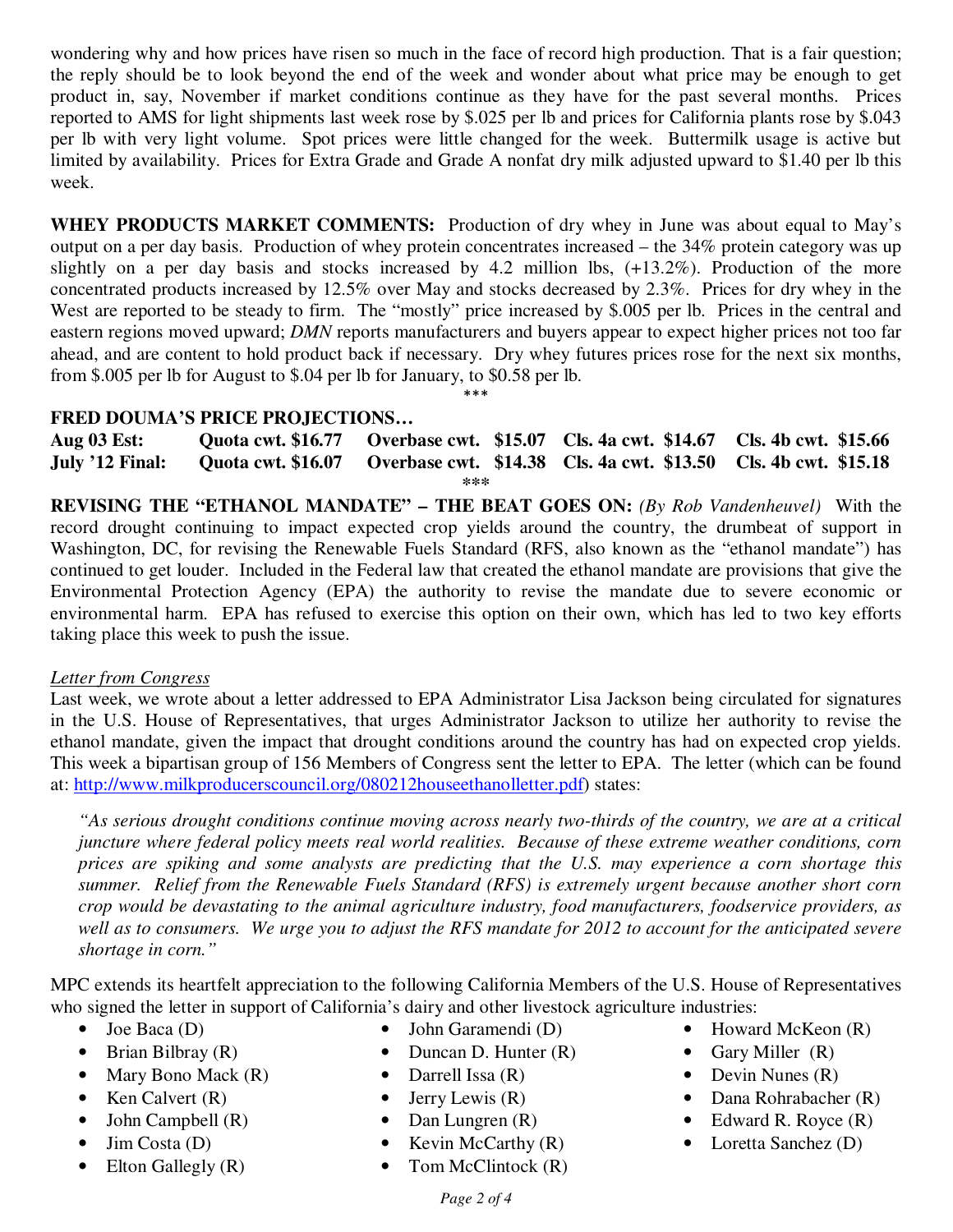wondering why and how prices have risen so much in the face of record high production. That is a fair question; the reply should be to look beyond the end of the week and wonder about what price may be enough to get product in, say, November if market conditions continue as they have for the past several months. Prices reported to AMS for light shipments last week rose by $.025 per lb and prices for California plants rose by $.043 per lb with very light volume. Spot prices were little changed for the week. Buttermilk usage is active but limited by availability. Prices for Extra Grade and Grade A nonfat dry milk adjusted upward to $1.40 per lb this week.

**WHEY PRODUCTS MARKET COMMENTS:** Production of dry whey in June was about equal to May's output on a per day basis. Production of whey protein concentrates increased – the 34% protein category was up slightly on a per day basis and stocks increased by 4.2 million lbs, (+13.2%). Production of the more concentrated products increased by 12.5% over May and stocks decreased by 2.3%. Prices for dry whey in the West are reported to be steady to firm. The "mostly" price increased by $.005 per lb. Prices in the central and eastern regions moved upward; *DMN* reports manufacturers and buyers appear to expect higher prices not too far ahead, and are content to hold product back if necessary. Dry whey futures prices rose for the next six months, from $.005 per lb for August to $.04 per lb for January, to $0.58 per lb.

\*\*\*

**FRED DOUMA'S PRICE PROJECTIONS…**

| | Quota cwt. | Overbase cwt. | Cls. 4a cwt. | Cls. 4b cwt. |
|---|---|---|---|---|
| **Aug 03 Est:** | **$16.77** | **$15.07** | **$14.67** | **$15.66** |
| **July '12 Final:** | **$16.07** | **$14.38** | **$13.50** | **$15.18** |

\*\*\*

**REVISING THE "ETHANOL MANDATE" – THE BEAT GOES ON:** *(By Rob Vandenheuvel)* With the record drought continuing to impact expected crop yields around the country, the drumbeat of support in Washington, DC, for revising the Renewable Fuels Standard (RFS, also known as the "ethanol mandate") has continued to get louder. Included in the Federal law that created the ethanol mandate are provisions that give the Environmental Protection Agency (EPA) the authority to revise the mandate due to severe economic or environmental harm. EPA has refused to exercise this option on their own, which has led to two key efforts taking place this week to push the issue.

*Letter from Congress*

Last week, we wrote about a letter addressed to EPA Administrator Lisa Jackson being circulated for signatures in the U.S. House of Representatives, that urges Administrator Jackson to utilize her authority to revise the ethanol mandate, given the impact that drought conditions around the country has had on expected crop yields. This week a bipartisan group of 156 Members of Congress sent the letter to EPA. The letter (which can be found at: http://www.milkproducerscouncil.org/080212houseethanolletter.pdf) states:

> *"As serious drought conditions continue moving across nearly two-thirds of the country, we are at a critical juncture where federal policy meets real world realities. Because of these extreme weather conditions, corn prices are spiking and some analysts are predicting that the U.S. may experience a corn shortage this summer. Relief from the Renewable Fuels Standard (RFS) is extremely urgent because another short corn crop would be devastating to the animal agriculture industry, food manufacturers, foodservice providers, as well as to consumers. We urge you to adjust the RFS mandate for 2012 to account for the anticipated severe shortage in corn."*

MPC extends its heartfelt appreciation to the following California Members of the U.S. House of Representatives who signed the letter in support of California's dairy and other livestock agriculture industries:

- Joe Baca (D)
- Brian Bilbray (R)
- Mary Bono Mack (R)
- Ken Calvert (R)
- John Campbell (R)
- Jim Costa (D)
- Elton Gallegly (R)
- John Garamendi (D)
- Duncan D. Hunter (R)
- Darrell Issa (R)
- Jerry Lewis (R)
- Dan Lungren (R)
- Kevin McCarthy (R)
- Tom McClintock (R)
- Howard McKeon (R)
- Gary Miller (R)
- Devin Nunes (R)
- Dana Rohrabacher (R)
- Edward R. Royce (R)
- Loretta Sanchez (D)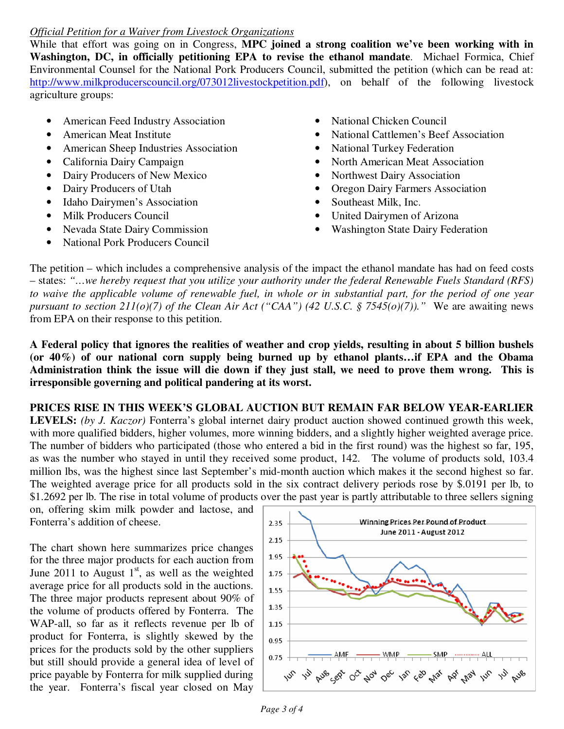*Official Petition for a Waiver from Livestock Organizations*

While that effort was going on in Congress, **MPC joined a strong coalition we've been working with in Washington, DC, in officially petitioning EPA to revise the ethanol mandate**. Michael Formica, Chief Environmental Counsel for the National Pork Producers Council, submitted the petition (which can be read at: http://www.milkproducerscouncil.org/073012livestockpetition.pdf), on behalf of the following livestock agriculture groups:

- American Feed Industry Association
- American Meat Institute
- American Sheep Industries Association
- California Dairy Campaign
- Dairy Producers of New Mexico
- Dairy Producers of Utah
- Idaho Dairymen's Association
- Milk Producers Council
- Nevada State Dairy Commission
- National Pork Producers Council
- National Chicken Council
- National Cattlemen's Beef Association
- National Turkey Federation
- North American Meat Association
- Northwest Dairy Association
- Oregon Dairy Farmers Association
- Southeast Milk, Inc.
- United Dairymen of Arizona
- Washington State Dairy Federation

The petition – which includes a comprehensive analysis of the impact the ethanol mandate has had on feed costs – states: *"…we hereby request that you utilize your authority under the federal Renewable Fuels Standard (RFS) to waive the applicable volume of renewable fuel, in whole or in substantial part, for the period of one year pursuant to section 211(o)(7) of the Clean Air Act ("CAA") (42 U.S.C. § 7545(o)(7))."* We are awaiting news from EPA on their response to this petition.

**A Federal policy that ignores the realities of weather and crop yields, resulting in about 5 billion bushels (or 40%) of our national corn supply being burned up by ethanol plants…if EPA and the Obama Administration think the issue will die down if they just stall, we need to prove them wrong. This is irresponsible governing and political pandering at its worst.**

**PRICES RISE IN THIS WEEK'S GLOBAL AUCTION BUT REMAIN FAR BELOW YEAR-EARLIER LEVELS:** *(by J. Kaczor)* Fonterra's global internet dairy product auction showed continued growth this week, with more qualified bidders, higher volumes, more winning bidders, and a slightly higher weighted average price. The number of bidders who participated (those who entered a bid in the first round) was the highest so far, 195, as was the number who stayed in until they received some product, 142. The volume of products sold, 103.4 million lbs, was the highest since last September's mid-month auction which makes it the second highest so far. The weighted average price for all products sold in the six contract delivery periods rose by $.0191 per lb, to $1.2692 per lb. The rise in total volume of products over the past year is partly attributable to three sellers signing on, offering skim milk powder and lactose, and Fonterra's addition of cheese.

The chart shown here summarizes price changes for the three major products for each auction from June 2011 to August 1st, as well as the weighted average price for all products sold in the auctions. The three major products represent about 90% of the volume of products offered by Fonterra. The WAP-all, so far as it reflects revenue per lb of product for Fonterra, is slightly skewed by the prices for the products sold by the other suppliers but still should provide a general idea of level of price payable by Fonterra for milk supplied during the year. Fonterra's fiscal year closed on May

Winning Prices Per Pound of Product
June 2011 - August 2012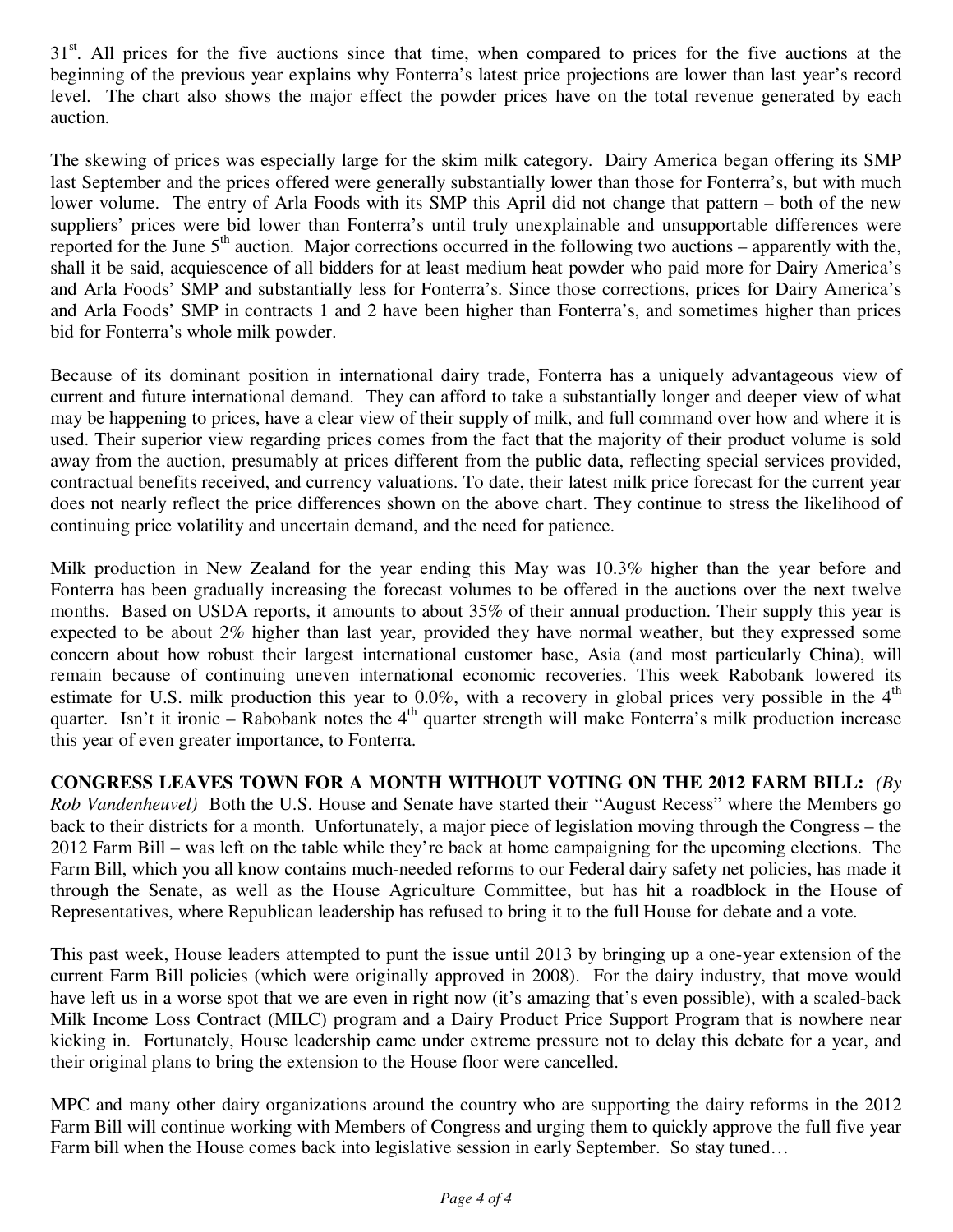31st. All prices for the five auctions since that time, when compared to prices for the five auctions at the beginning of the previous year explains why Fonterra's latest price projections are lower than last year's record level. The chart also shows the major effect the powder prices have on the total revenue generated by each auction.

The skewing of prices was especially large for the skim milk category. Dairy America began offering its SMP last September and the prices offered were generally substantially lower than those for Fonterra's, but with much lower volume. The entry of Arla Foods with its SMP this April did not change that pattern – both of the new suppliers' prices were bid lower than Fonterra's until truly unexplainable and unsupportable differences were reported for the June 5th auction. Major corrections occurred in the following two auctions – apparently with the, shall it be said, acquiescence of all bidders for at least medium heat powder who paid more for Dairy America's and Arla Foods' SMP and substantially less for Fonterra's. Since those corrections, prices for Dairy America's and Arla Foods' SMP in contracts 1 and 2 have been higher than Fonterra's, and sometimes higher than prices bid for Fonterra's whole milk powder.

Because of its dominant position in international dairy trade, Fonterra has a uniquely advantageous view of current and future international demand. They can afford to take a substantially longer and deeper view of what may be happening to prices, have a clear view of their supply of milk, and full command over how and where it is used. Their superior view regarding prices comes from the fact that the majority of their product volume is sold away from the auction, presumably at prices different from the public data, reflecting special services provided, contractual benefits received, and currency valuations. To date, their latest milk price forecast for the current year does not nearly reflect the price differences shown on the above chart. They continue to stress the likelihood of continuing price volatility and uncertain demand, and the need for patience.

Milk production in New Zealand for the year ending this May was 10.3% higher than the year before and Fonterra has been gradually increasing the forecast volumes to be offered in the auctions over the next twelve months. Based on USDA reports, it amounts to about 35% of their annual production. Their supply this year is expected to be about 2% higher than last year, provided they have normal weather, but they expressed some concern about how robust their largest international customer base, Asia (and most particularly China), will remain because of continuing uneven international economic recoveries. This week Rabobank lowered its estimate for U.S. milk production this year to 0.0%, with a recovery in global prices very possible in the 4th quarter. Isn't it ironic – Rabobank notes the 4th quarter strength will make Fonterra's milk production increase this year of even greater importance, to Fonterra.

**CONGRESS LEAVES TOWN FOR A MONTH WITHOUT VOTING ON THE 2012 FARM BILL:** *(By Rob Vandenheuvel)* Both the U.S. House and Senate have started their "August Recess" where the Members go back to their districts for a month. Unfortunately, a major piece of legislation moving through the Congress – the 2012 Farm Bill – was left on the table while they're back at home campaigning for the upcoming elections. The Farm Bill, which you all know contains much-needed reforms to our Federal dairy safety net policies, has made it through the Senate, as well as the House Agriculture Committee, but has hit a roadblock in the House of Representatives, where Republican leadership has refused to bring it to the full House for debate and a vote.

This past week, House leaders attempted to punt the issue until 2013 by bringing up a one-year extension of the current Farm Bill policies (which were originally approved in 2008). For the dairy industry, that move would have left us in a worse spot that we are even in right now (it's amazing that's even possible), with a scaled-back Milk Income Loss Contract (MILC) program and a Dairy Product Price Support Program that is nowhere near kicking in. Fortunately, House leadership came under extreme pressure not to delay this debate for a year, and their original plans to bring the extension to the House floor were cancelled.

MPC and many other dairy organizations around the country who are supporting the dairy reforms in the 2012 Farm Bill will continue working with Members of Congress and urging them to quickly approve the full five year Farm bill when the House comes back into legislative session in early September. So stay tuned…